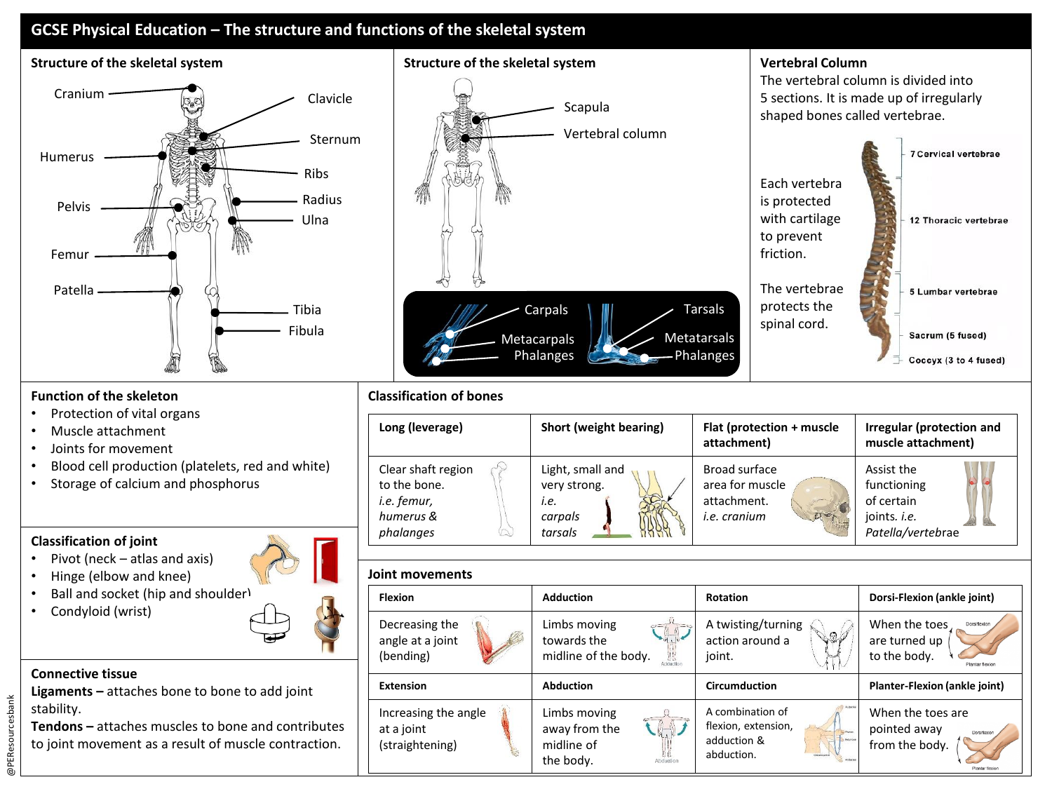# GCSE Physical Education – The structure and functions of the skeletal system

## Structure of the skeletal system

Cranium, Clavicle, Sternum, Humerus, Ribs, Pelvis, Radius, Ulna, Femur, Patella, Tibia, Fibula

## Structure of the skeletal system

Scapula, Vertebral column

Carpals, Metacarpals, Phalanges

Tarsals, Metatarsals, Phalanges

## Vertebral Column

The vertebral column is divided into 5 sections. It is made up of irregularly shaped bones called vertebrae.

Each vertebra is protected with cartilage to prevent friction.

The vertebrae protects the spinal cord.

- 7 Cervical vertebrae
- 12 Thoracic vertebrae
- 5 Lumbar vertebrae
- Sacrum (5 fused)
- Coccyx (3 to 4 fused)

## Function of the skeleton

- Protection of vital organs
- Muscle attachment
- Joints for movement
- Blood cell production (platelets, red and white)
- Storage of calcium and phosphorus

## Classification of bones

| Long (leverage) | Short (weight bearing) | Flat (protection + muscle attachment) | Irregular (protection and muscle attachment) |
|---|---|---|---|
| Clear shaft region to the bone. *i.e. femur, humerus & phalanges* | Light, small and very strong. *i.e. carpals tarsals* | Broad surface area for muscle attachment. *i.e. cranium* | Assist the functioning of certain joints. *i.e. Patella/vertebrae* |

## Classification of joint

- Pivot (neck – atlas and axis)
- Hinge (elbow and knee)
- Ball and socket (hip and shoulder)
- Condyloid (wrist)

## Joint movements

| Flexion | Adduction | Rotation | Dorsi-Flexion (ankle joint) |
|---|---|---|---|
| Decreasing the angle at a joint (bending) | Limbs moving towards the midline of the body. | A twisting/turning action around a joint. | When the toes are turned up to the body. |
| **Extension** | **Abduction** | **Circumduction** | **Planter-Flexion (ankle joint)** |
| Increasing the angle at a joint (straightening) | Limbs moving away from the midline of the body. | A combination of flexion, extension, adduction & abduction. | When the toes are pointed away from the body. |

## Connective tissue

**Ligaments –** attaches bone to bone to add joint stability.

**Tendons –** attaches muscles to bone and contributes to joint movement as a result of muscle contraction.

@PEresourcesbank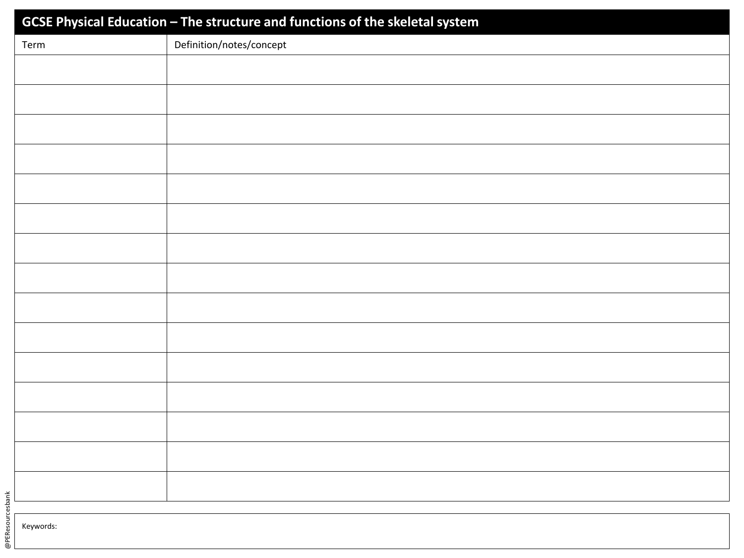| GCSE Physical Education – The structure and functions of the skeletal system | |
|---|---|
| Term | Definition/notes/concept |
| | |
| | |
| | |
| | |
| | |
| | |
| | |
| | |
| | |
| | |
| | |
| | |
| | |
| | |
| | |

Keywords:

@PEResourcesbank